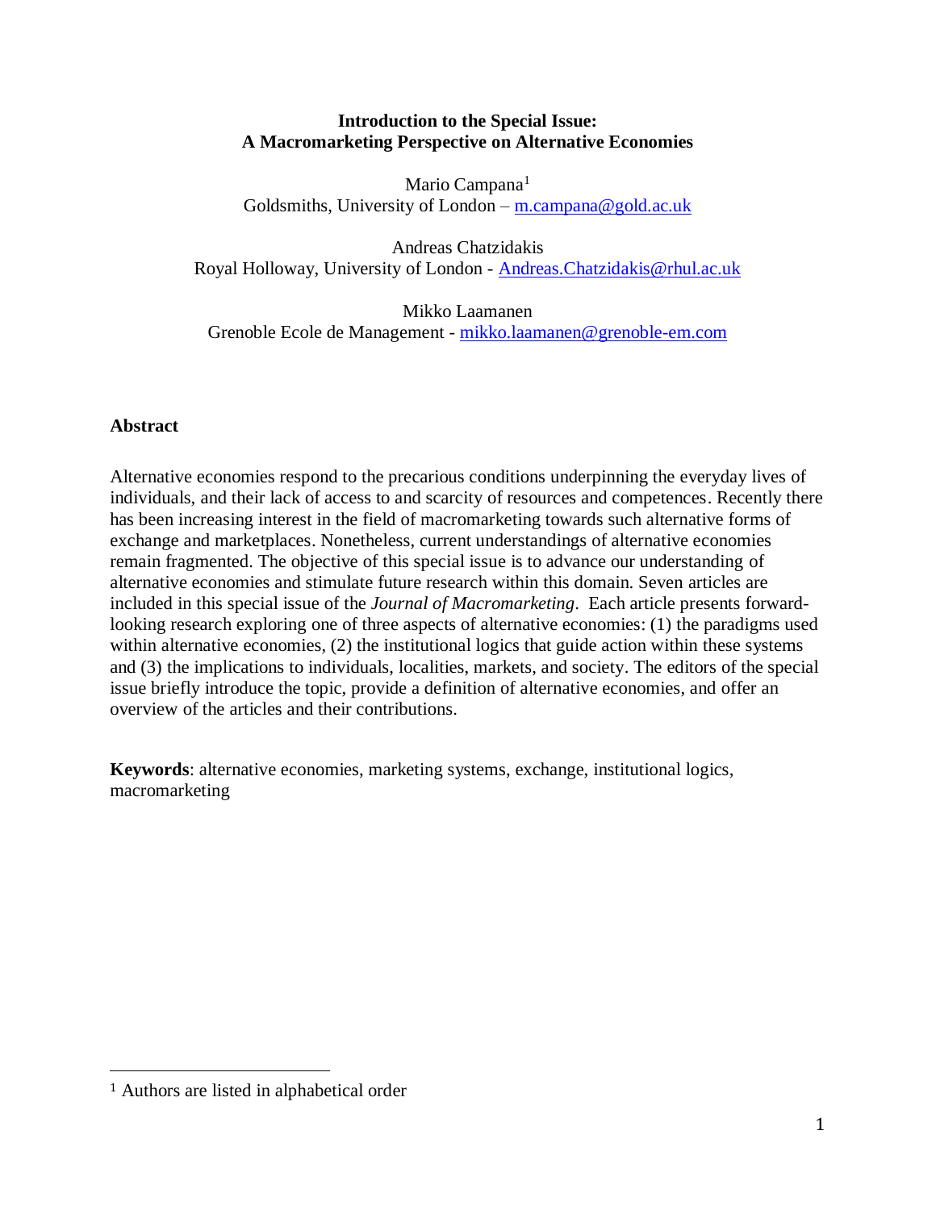**Introduction to the Special Issue:**
**A Macromarketing Perspective on Alternative Economies**

Mario Campana[1]
Goldsmiths, University of London – m.campana@gold.ac.uk

Andreas Chatzidakis
Royal Holloway, University of London - Andreas.Chatzidakis@rhul.ac.uk

Mikko Laamanen
Grenoble Ecole de Management - mikko.laamanen@grenoble-em.com

## Abstract

Alternative economies respond to the precarious conditions underpinning the everyday lives of individuals, and their lack of access to and scarcity of resources and competences. Recently there has been increasing interest in the field of macromarketing towards such alternative forms of exchange and marketplaces. Nonetheless, current understandings of alternative economies remain fragmented. The objective of this special issue is to advance our understanding of alternative economies and stimulate future research within this domain. Seven articles are included in this special issue of the *Journal of Macromarketing*. Each article presents forward-looking research exploring one of three aspects of alternative economies: (1) the paradigms used within alternative economies, (2) the institutional logics that guide action within these systems and (3) the implications to individuals, localities, markets, and society. The editors of the special issue briefly introduce the topic, provide a definition of alternative economies, and offer an overview of the articles and their contributions.

**Keywords**: alternative economies, marketing systems, exchange, institutional logics, macromarketing

[1] Authors are listed in alphabetical order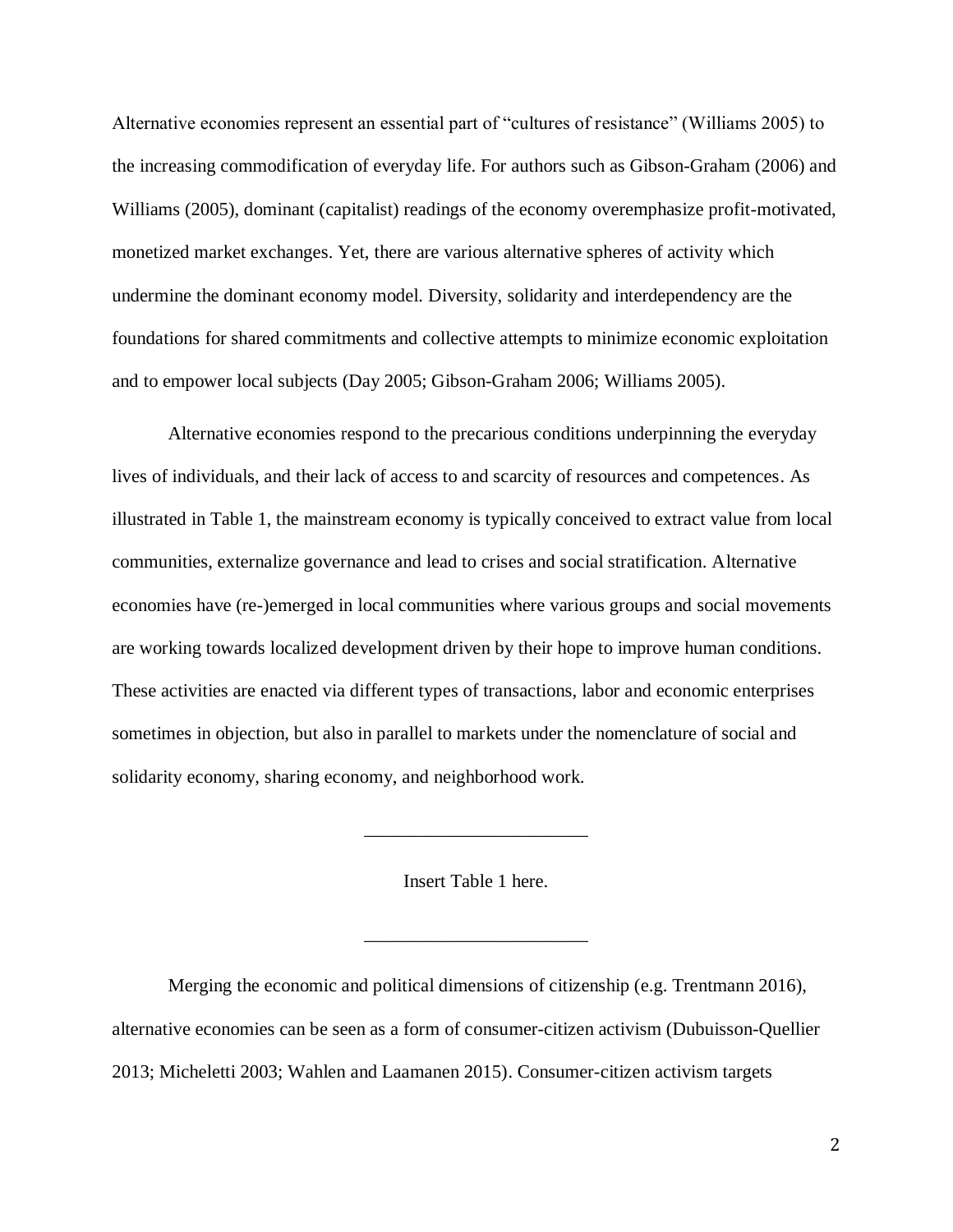Alternative economies represent an essential part of "cultures of resistance" (Williams 2005) to the increasing commodification of everyday life. For authors such as Gibson-Graham (2006) and Williams (2005), dominant (capitalist) readings of the economy overemphasize profit-motivated, monetized market exchanges. Yet, there are various alternative spheres of activity which undermine the dominant economy model. Diversity, solidarity and interdependency are the foundations for shared commitments and collective attempts to minimize economic exploitation and to empower local subjects (Day 2005; Gibson-Graham 2006; Williams 2005).

Alternative economies respond to the precarious conditions underpinning the everyday lives of individuals, and their lack of access to and scarcity of resources and competences. As illustrated in Table 1, the mainstream economy is typically conceived to extract value from local communities, externalize governance and lead to crises and social stratification. Alternative economies have (re-)emerged in local communities where various groups and social movements are working towards localized development driven by their hope to improve human conditions. These activities are enacted via different types of transactions, labor and economic enterprises sometimes in objection, but also in parallel to markets under the nomenclature of social and solidarity economy, sharing economy, and neighborhood work.

---

Insert Table 1 here.

---

Merging the economic and political dimensions of citizenship (e.g. Trentmann 2016), alternative economies can be seen as a form of consumer-citizen activism (Dubuisson-Quellier 2013; Micheletti 2003; Wahlen and Laamanen 2015). Consumer-citizen activism targets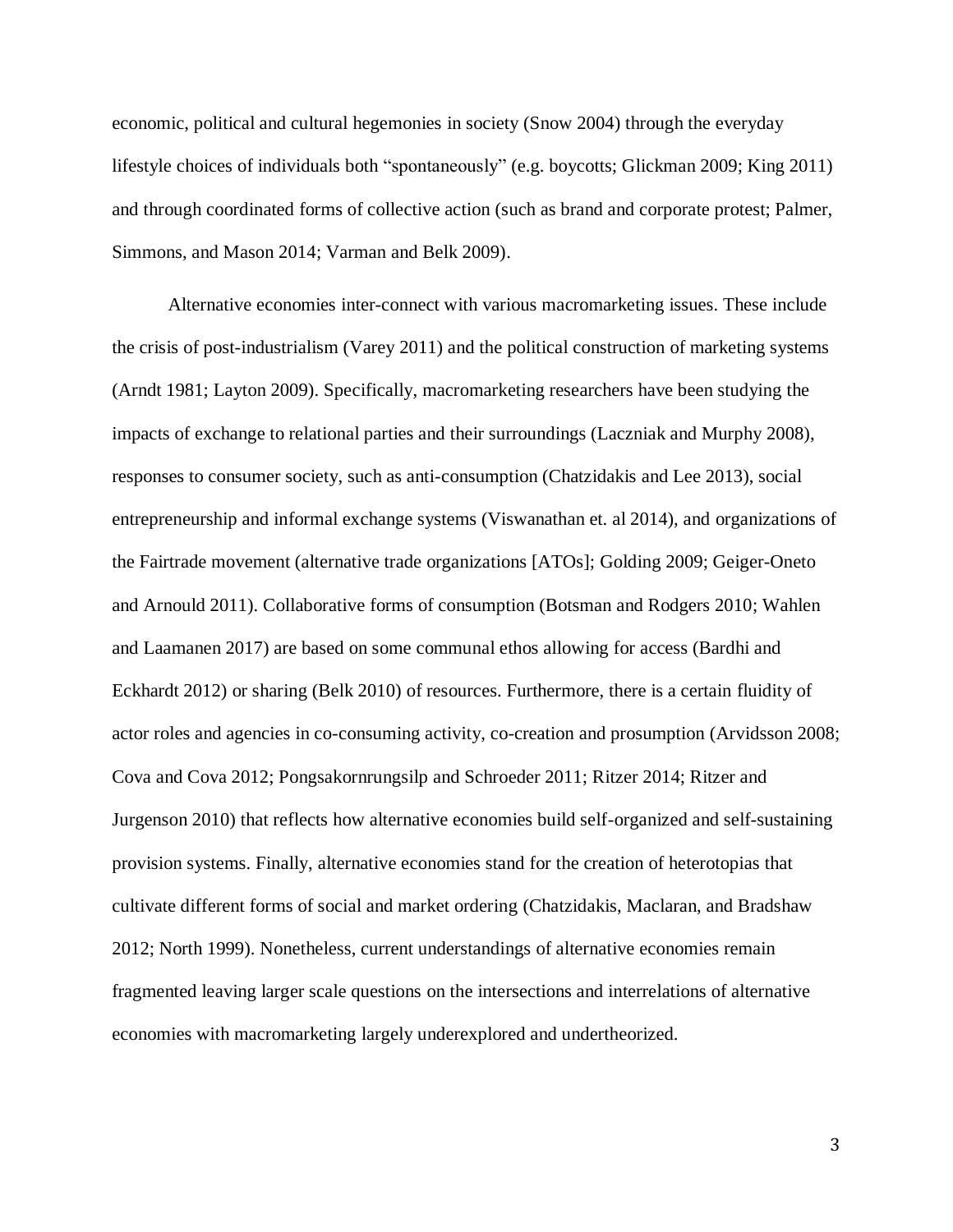economic, political and cultural hegemonies in society (Snow 2004) through the everyday lifestyle choices of individuals both "spontaneously" (e.g. boycotts; Glickman 2009; King 2011) and through coordinated forms of collective action (such as brand and corporate protest; Palmer, Simmons, and Mason 2014; Varman and Belk 2009).

Alternative economies inter-connect with various macromarketing issues. These include the crisis of post-industrialism (Varey 2011) and the political construction of marketing systems (Arndt 1981; Layton 2009). Specifically, macromarketing researchers have been studying the impacts of exchange to relational parties and their surroundings (Laczniak and Murphy 2008), responses to consumer society, such as anti-consumption (Chatzidakis and Lee 2013), social entrepreneurship and informal exchange systems (Viswanathan et. al 2014), and organizations of the Fairtrade movement (alternative trade organizations [ATOs]; Golding 2009; Geiger-Oneto and Arnould 2011). Collaborative forms of consumption (Botsman and Rodgers 2010; Wahlen and Laamanen 2017) are based on some communal ethos allowing for access (Bardhi and Eckhardt 2012) or sharing (Belk 2010) of resources. Furthermore, there is a certain fluidity of actor roles and agencies in co-consuming activity, co-creation and prosumption (Arvidsson 2008; Cova and Cova 2012; Pongsakornrungsilp and Schroeder 2011; Ritzer 2014; Ritzer and Jurgenson 2010) that reflects how alternative economies build self-organized and self-sustaining provision systems. Finally, alternative economies stand for the creation of heterotopias that cultivate different forms of social and market ordering (Chatzidakis, Maclaran, and Bradshaw 2012; North 1999). Nonetheless, current understandings of alternative economies remain fragmented leaving larger scale questions on the intersections and interrelations of alternative economies with macromarketing largely underexplored and undertheorized.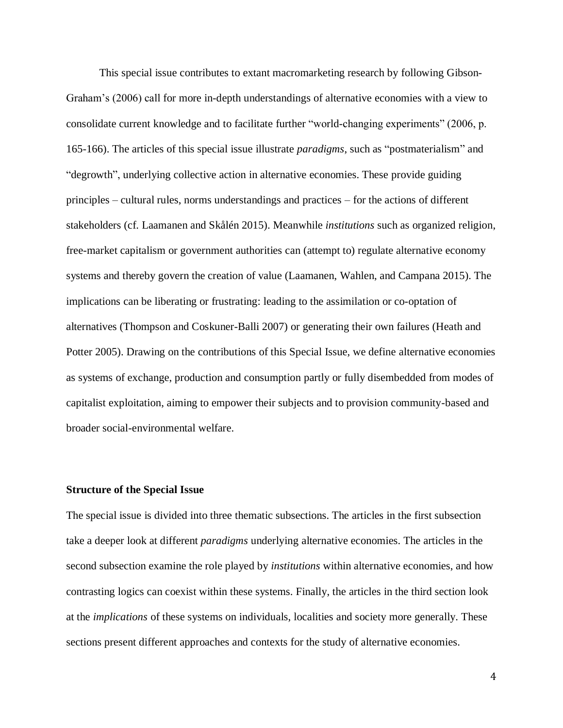This special issue contributes to extant macromarketing research by following Gibson-Graham's (2006) call for more in-depth understandings of alternative economies with a view to consolidate current knowledge and to facilitate further "world-changing experiments" (2006, p. 165-166). The articles of this special issue illustrate *paradigms*, such as "postmaterialism" and "degrowth", underlying collective action in alternative economies. These provide guiding principles – cultural rules, norms understandings and practices – for the actions of different stakeholders (cf. Laamanen and Skålén 2015). Meanwhile *institutions* such as organized religion, free-market capitalism or government authorities can (attempt to) regulate alternative economy systems and thereby govern the creation of value (Laamanen, Wahlen, and Campana 2015). The implications can be liberating or frustrating: leading to the assimilation or co-optation of alternatives (Thompson and Coskuner-Balli 2007) or generating their own failures (Heath and Potter 2005). Drawing on the contributions of this Special Issue, we define alternative economies as systems of exchange, production and consumption partly or fully disembedded from modes of capitalist exploitation, aiming to empower their subjects and to provision community-based and broader social-environmental welfare.

**Structure of the Special Issue**

The special issue is divided into three thematic subsections. The articles in the first subsection take a deeper look at different *paradigms* underlying alternative economies. The articles in the second subsection examine the role played by *institutions* within alternative economies, and how contrasting logics can coexist within these systems. Finally, the articles in the third section look at the *implications* of these systems on individuals, localities and society more generally. These sections present different approaches and contexts for the study of alternative economies.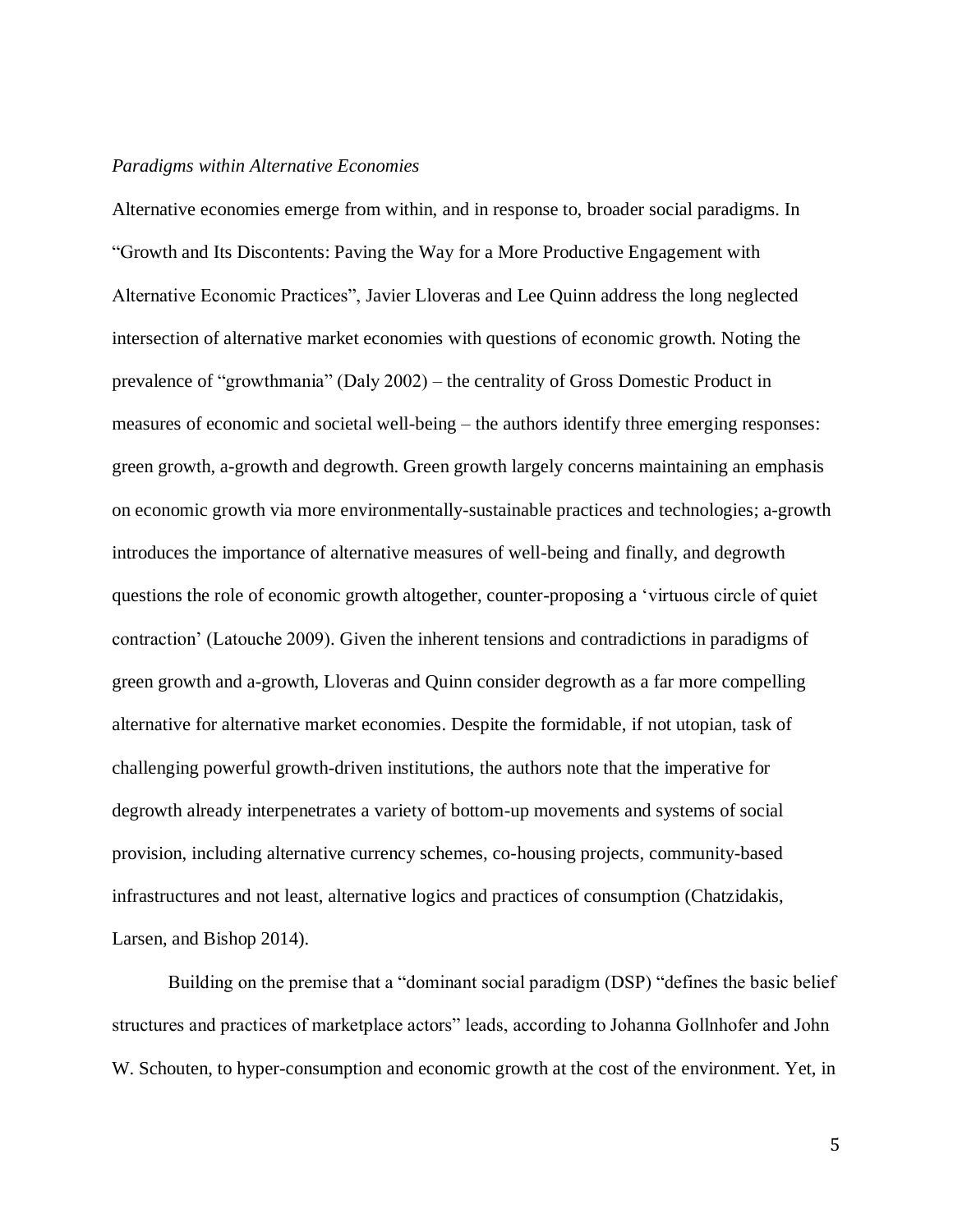*Paradigms within Alternative Economies*

Alternative economies emerge from within, and in response to, broader social paradigms. In "Growth and Its Discontents: Paving the Way for a More Productive Engagement with Alternative Economic Practices", Javier Lloveras and Lee Quinn address the long neglected intersection of alternative market economies with questions of economic growth. Noting the prevalence of "growthmania" (Daly 2002) – the centrality of Gross Domestic Product in measures of economic and societal well-being – the authors identify three emerging responses: green growth, a-growth and degrowth. Green growth largely concerns maintaining an emphasis on economic growth via more environmentally-sustainable practices and technologies; a-growth introduces the importance of alternative measures of well-being and finally, and degrowth questions the role of economic growth altogether, counter-proposing a 'virtuous circle of quiet contraction' (Latouche 2009). Given the inherent tensions and contradictions in paradigms of green growth and a-growth, Lloveras and Quinn consider degrowth as a far more compelling alternative for alternative market economies. Despite the formidable, if not utopian, task of challenging powerful growth-driven institutions, the authors note that the imperative for degrowth already interpenetrates a variety of bottom-up movements and systems of social provision, including alternative currency schemes, co-housing projects, community-based infrastructures and not least, alternative logics and practices of consumption (Chatzidakis, Larsen, and Bishop 2014).

Building on the premise that a "dominant social paradigm (DSP) "defines the basic belief structures and practices of marketplace actors" leads, according to Johanna Gollnhofer and John W. Schouten, to hyper-consumption and economic growth at the cost of the environment. Yet, in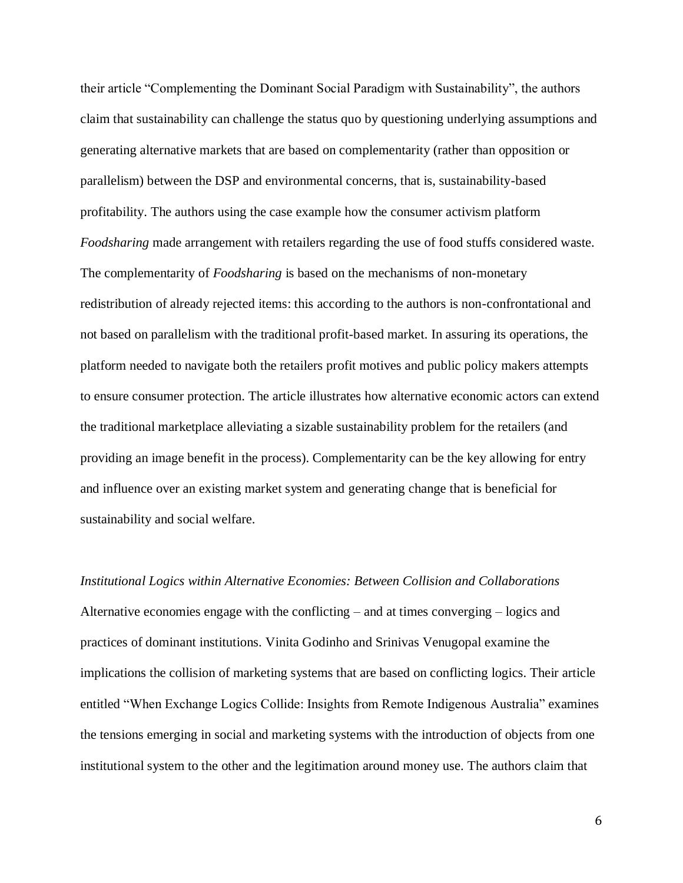their article "Complementing the Dominant Social Paradigm with Sustainability", the authors claim that sustainability can challenge the status quo by questioning underlying assumptions and generating alternative markets that are based on complementarity (rather than opposition or parallelism) between the DSP and environmental concerns, that is, sustainability-based profitability. The authors using the case example how the consumer activism platform *Foodsharing* made arrangement with retailers regarding the use of food stuffs considered waste. The complementarity of *Foodsharing* is based on the mechanisms of non-monetary redistribution of already rejected items: this according to the authors is non-confrontational and not based on parallelism with the traditional profit-based market. In assuring its operations, the platform needed to navigate both the retailers profit motives and public policy makers attempts to ensure consumer protection. The article illustrates how alternative economic actors can extend the traditional marketplace alleviating a sizable sustainability problem for the retailers (and providing an image benefit in the process). Complementarity can be the key allowing for entry and influence over an existing market system and generating change that is beneficial for sustainability and social welfare.

*Institutional Logics within Alternative Economies: Between Collision and Collaborations*

Alternative economies engage with the conflicting – and at times converging – logics and practices of dominant institutions. Vinita Godinho and Srinivas Venugopal examine the implications the collision of marketing systems that are based on conflicting logics. Their article entitled "When Exchange Logics Collide: Insights from Remote Indigenous Australia" examines the tensions emerging in social and marketing systems with the introduction of objects from one institutional system to the other and the legitimation around money use. The authors claim that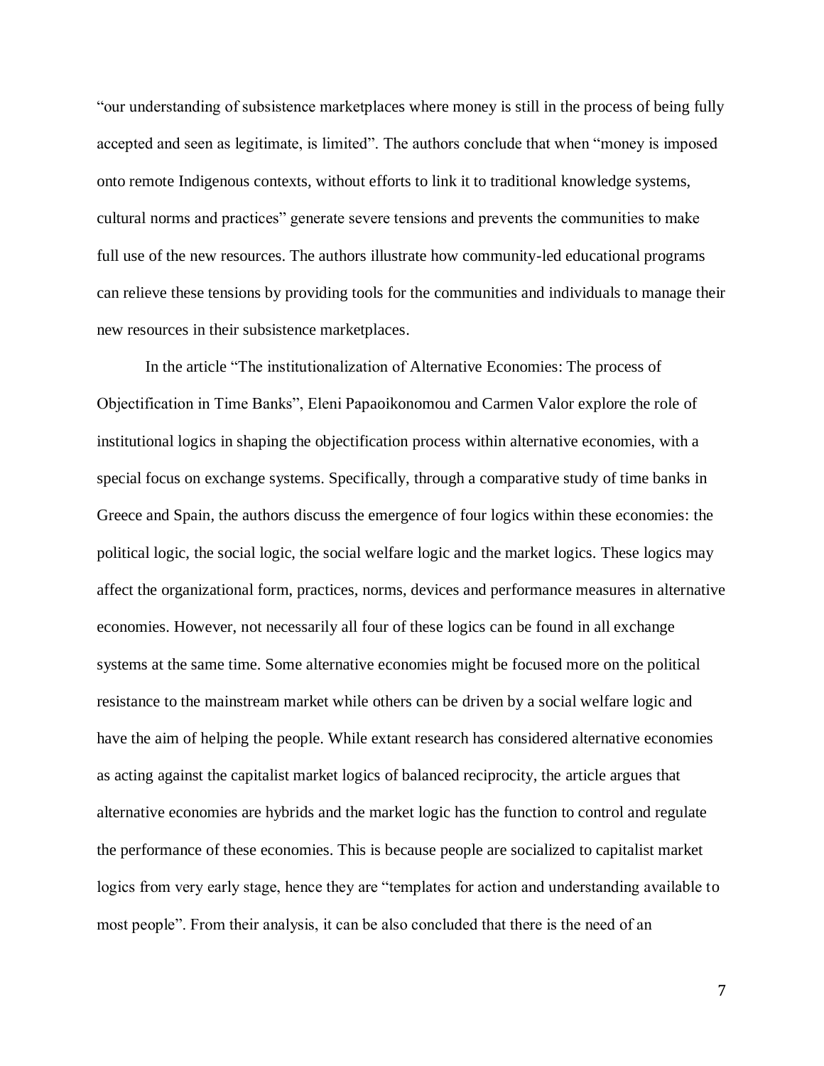"our understanding of subsistence marketplaces where money is still in the process of being fully accepted and seen as legitimate, is limited". The authors conclude that when "money is imposed onto remote Indigenous contexts, without efforts to link it to traditional knowledge systems, cultural norms and practices" generate severe tensions and prevents the communities to make full use of the new resources. The authors illustrate how community-led educational programs can relieve these tensions by providing tools for the communities and individuals to manage their new resources in their subsistence marketplaces.

In the article "The institutionalization of Alternative Economies: The process of Objectification in Time Banks", Eleni Papaoikonomou and Carmen Valor explore the role of institutional logics in shaping the objectification process within alternative economies, with a special focus on exchange systems. Specifically, through a comparative study of time banks in Greece and Spain, the authors discuss the emergence of four logics within these economies: the political logic, the social logic, the social welfare logic and the market logics. These logics may affect the organizational form, practices, norms, devices and performance measures in alternative economies. However, not necessarily all four of these logics can be found in all exchange systems at the same time. Some alternative economies might be focused more on the political resistance to the mainstream market while others can be driven by a social welfare logic and have the aim of helping the people. While extant research has considered alternative economies as acting against the capitalist market logics of balanced reciprocity, the article argues that alternative economies are hybrids and the market logic has the function to control and regulate the performance of these economies. This is because people are socialized to capitalist market logics from very early stage, hence they are "templates for action and understanding available to most people". From their analysis, it can be also concluded that there is the need of an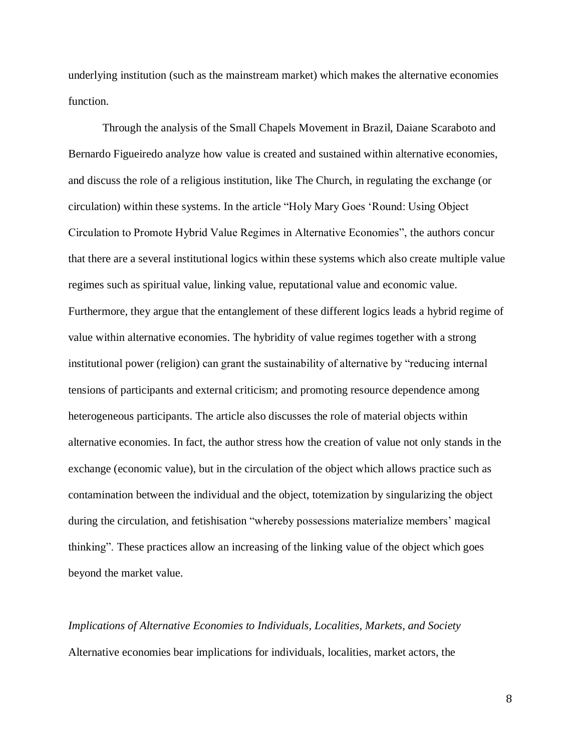underlying institution (such as the mainstream market) which makes the alternative economies function.

Through the analysis of the Small Chapels Movement in Brazil, Daiane Scaraboto and Bernardo Figueiredo analyze how value is created and sustained within alternative economies, and discuss the role of a religious institution, like The Church, in regulating the exchange (or circulation) within these systems. In the article "Holy Mary Goes 'Round: Using Object Circulation to Promote Hybrid Value Regimes in Alternative Economies", the authors concur that there are a several institutional logics within these systems which also create multiple value regimes such as spiritual value, linking value, reputational value and economic value. Furthermore, they argue that the entanglement of these different logics leads a hybrid regime of value within alternative economies. The hybridity of value regimes together with a strong institutional power (religion) can grant the sustainability of alternative by "reducing internal tensions of participants and external criticism; and promoting resource dependence among heterogeneous participants. The article also discusses the role of material objects within alternative economies. In fact, the author stress how the creation of value not only stands in the exchange (economic value), but in the circulation of the object which allows practice such as contamination between the individual and the object, totemization by singularizing the object during the circulation, and fetishisation "whereby possessions materialize members' magical thinking". These practices allow an increasing of the linking value of the object which goes beyond the market value.

*Implications of Alternative Economies to Individuals, Localities, Markets, and Society*

Alternative economies bear implications for individuals, localities, market actors, the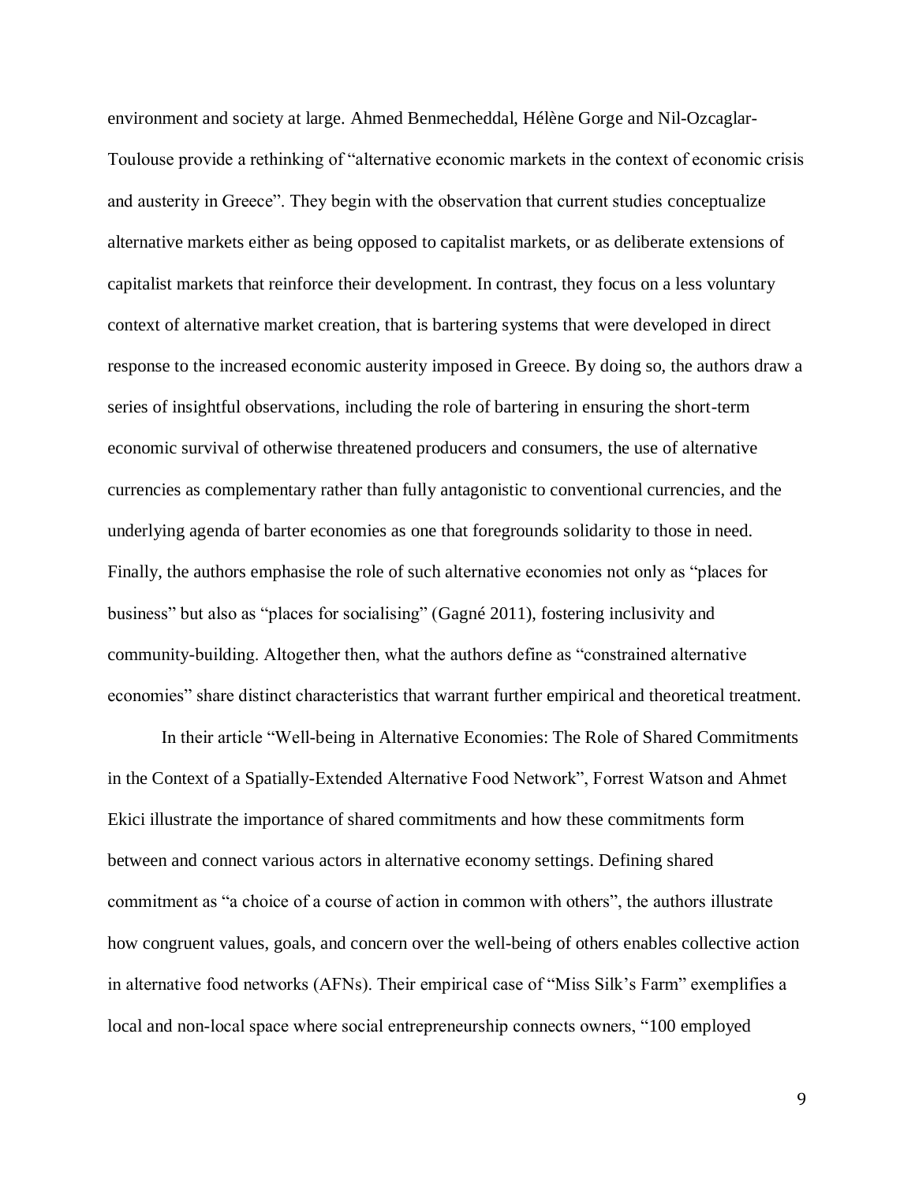environment and society at large. Ahmed Benmecheddal, Hélène Gorge and Nil-Ozcaglar-Toulouse provide a rethinking of "alternative economic markets in the context of economic crisis and austerity in Greece". They begin with the observation that current studies conceptualize alternative markets either as being opposed to capitalist markets, or as deliberate extensions of capitalist markets that reinforce their development. In contrast, they focus on a less voluntary context of alternative market creation, that is bartering systems that were developed in direct response to the increased economic austerity imposed in Greece. By doing so, the authors draw a series of insightful observations, including the role of bartering in ensuring the short-term economic survival of otherwise threatened producers and consumers, the use of alternative currencies as complementary rather than fully antagonistic to conventional currencies, and the underlying agenda of barter economies as one that foregrounds solidarity to those in need. Finally, the authors emphasise the role of such alternative economies not only as "places for business" but also as "places for socialising" (Gagné 2011), fostering inclusivity and community-building. Altogether then, what the authors define as "constrained alternative economies" share distinct characteristics that warrant further empirical and theoretical treatment.

In their article "Well-being in Alternative Economies: The Role of Shared Commitments in the Context of a Spatially-Extended Alternative Food Network", Forrest Watson and Ahmet Ekici illustrate the importance of shared commitments and how these commitments form between and connect various actors in alternative economy settings. Defining shared commitment as "a choice of a course of action in common with others", the authors illustrate how congruent values, goals, and concern over the well-being of others enables collective action in alternative food networks (AFNs). Their empirical case of "Miss Silk's Farm" exemplifies a local and non-local space where social entrepreneurship connects owners, "100 employed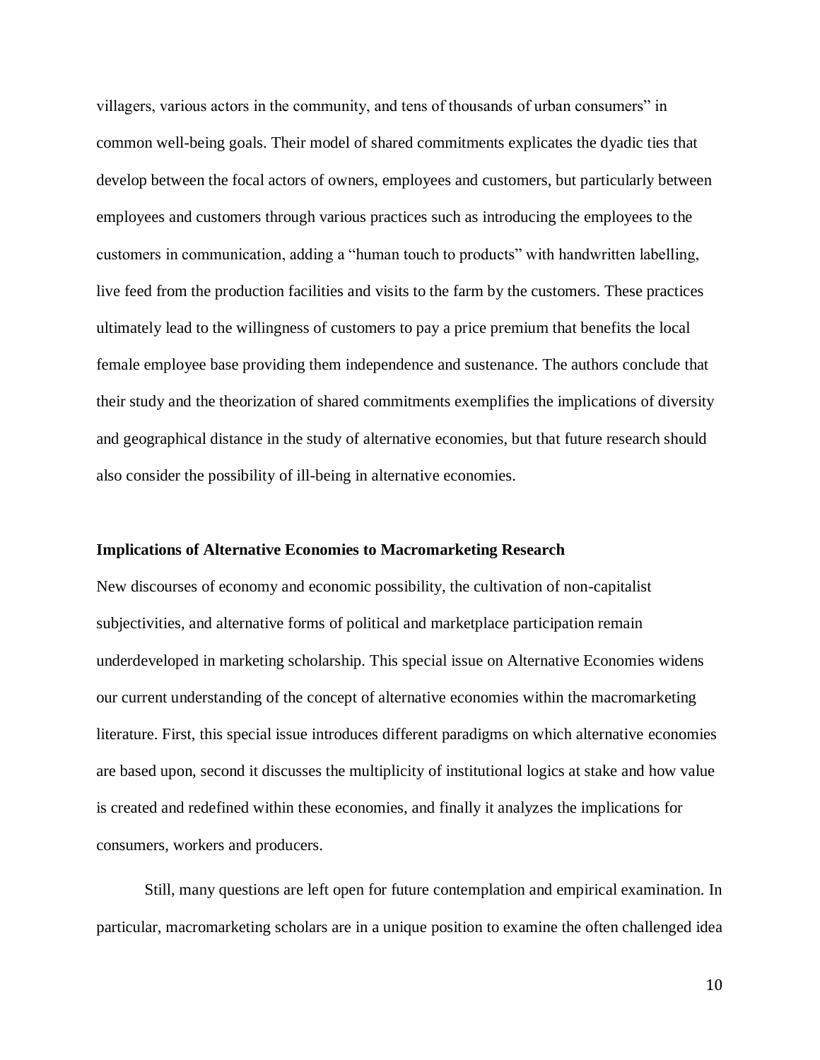villagers, various actors in the community, and tens of thousands of urban consumers" in common well-being goals. Their model of shared commitments explicates the dyadic ties that develop between the focal actors of owners, employees and customers, but particularly between employees and customers through various practices such as introducing the employees to the customers in communication, adding a "human touch to products" with handwritten labelling, live feed from the production facilities and visits to the farm by the customers. These practices ultimately lead to the willingness of customers to pay a price premium that benefits the local female employee base providing them independence and sustenance. The authors conclude that their study and the theorization of shared commitments exemplifies the implications of diversity and geographical distance in the study of alternative economies, but that future research should also consider the possibility of ill-being in alternative economies.

## Implications of Alternative Economies to Macromarketing Research

New discourses of economy and economic possibility, the cultivation of non-capitalist subjectivities, and alternative forms of political and marketplace participation remain underdeveloped in marketing scholarship. This special issue on Alternative Economies widens our current understanding of the concept of alternative economies within the macromarketing literature. First, this special issue introduces different paradigms on which alternative economies are based upon, second it discusses the multiplicity of institutional logics at stake and how value is created and redefined within these economies, and finally it analyzes the implications for consumers, workers and producers.

Still, many questions are left open for future contemplation and empirical examination. In particular, macromarketing scholars are in a unique position to examine the often challenged idea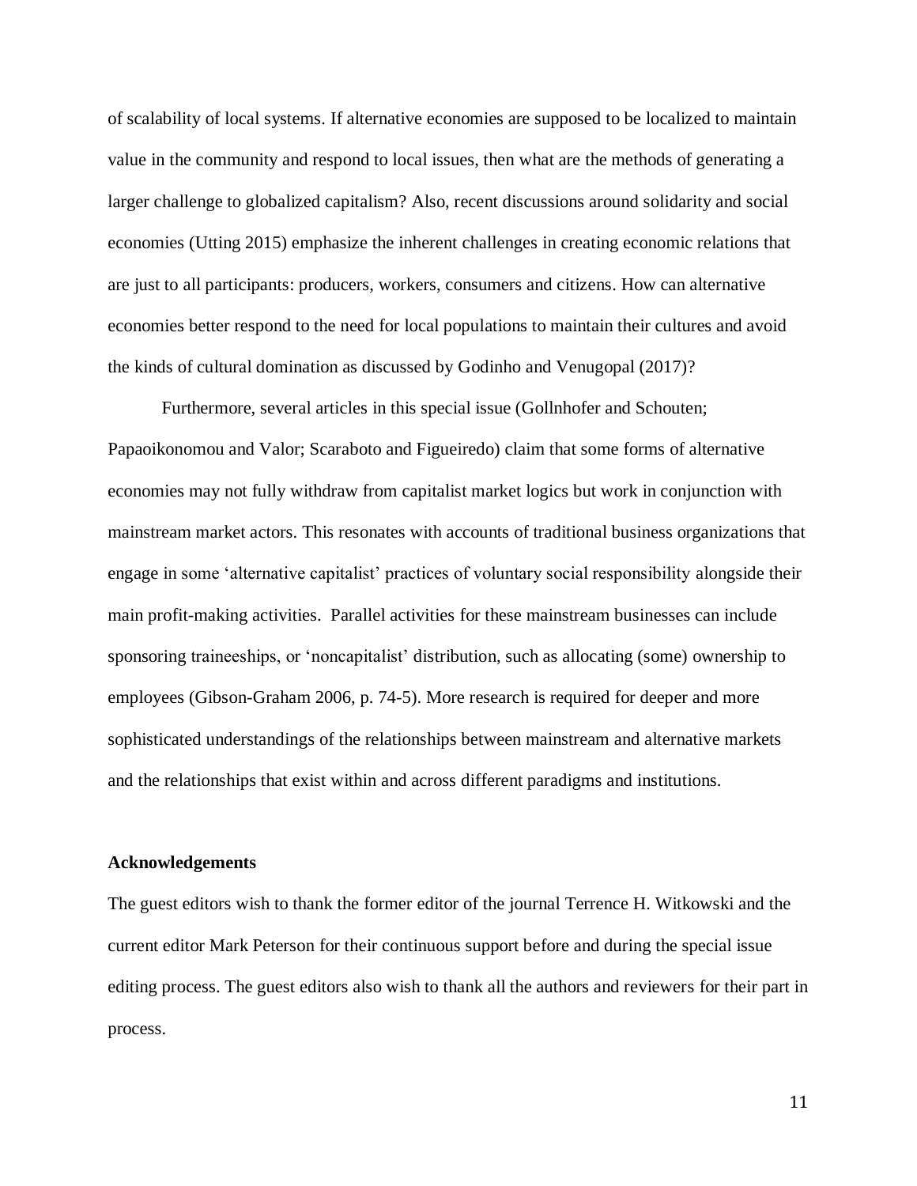of scalability of local systems. If alternative economies are supposed to be localized to maintain value in the community and respond to local issues, then what are the methods of generating a larger challenge to globalized capitalism? Also, recent discussions around solidarity and social economies (Utting 2015) emphasize the inherent challenges in creating economic relations that are just to all participants: producers, workers, consumers and citizens. How can alternative economies better respond to the need for local populations to maintain their cultures and avoid the kinds of cultural domination as discussed by Godinho and Venugopal (2017)?

Furthermore, several articles in this special issue (Gollnhofer and Schouten; Papaoikonomou and Valor; Scaraboto and Figueiredo) claim that some forms of alternative economies may not fully withdraw from capitalist market logics but work in conjunction with mainstream market actors. This resonates with accounts of traditional business organizations that engage in some 'alternative capitalist' practices of voluntary social responsibility alongside their main profit-making activities. Parallel activities for these mainstream businesses can include sponsoring traineeships, or 'noncapitalist' distribution, such as allocating (some) ownership to employees (Gibson-Graham 2006, p. 74-5). More research is required for deeper and more sophisticated understandings of the relationships between mainstream and alternative markets and the relationships that exist within and across different paradigms and institutions.

**Acknowledgements**

The guest editors wish to thank the former editor of the journal Terrence H. Witkowski and the current editor Mark Peterson for their continuous support before and during the special issue editing process. The guest editors also wish to thank all the authors and reviewers for their part in process.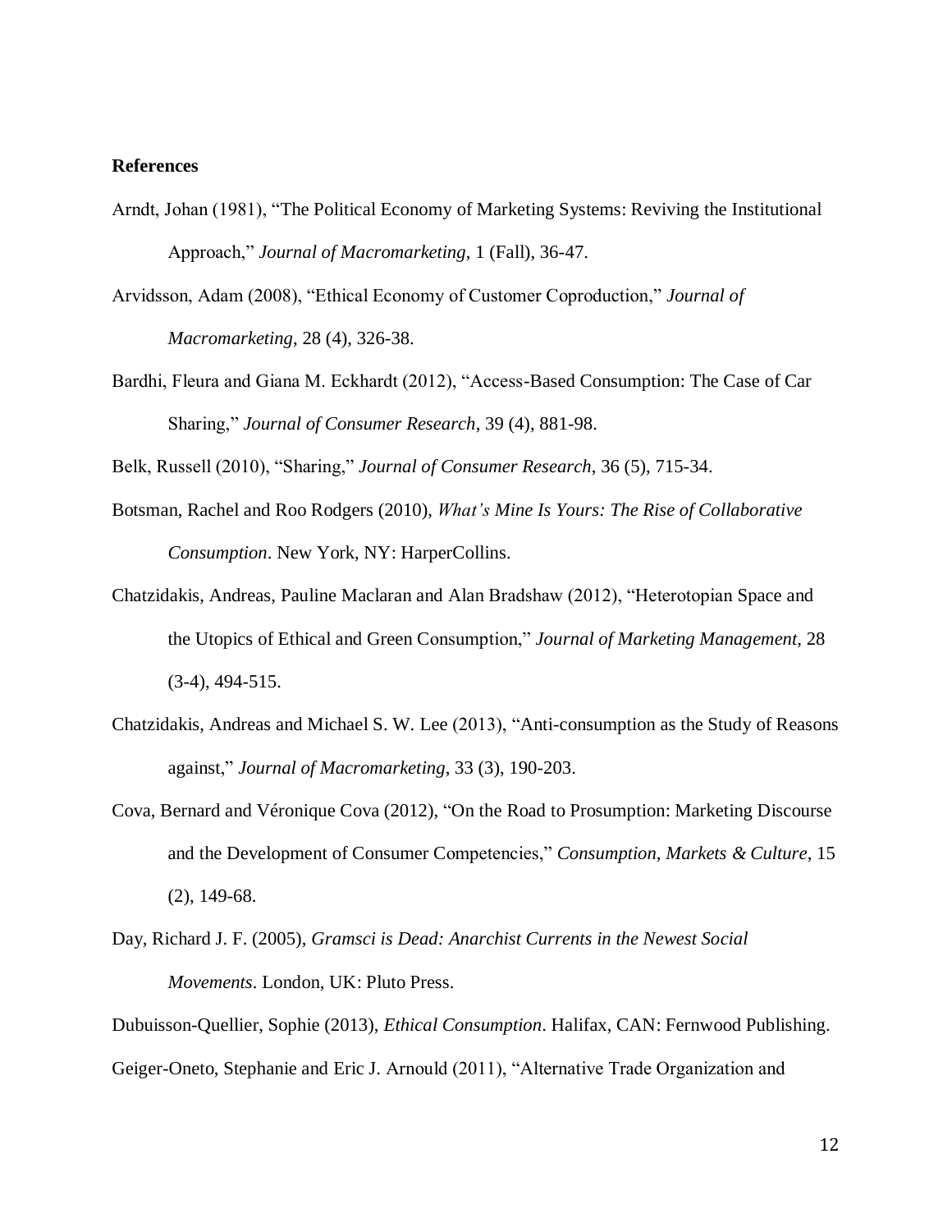**References**

Arndt, Johan (1981), "The Political Economy of Marketing Systems: Reviving the Institutional Approach," *Journal of Macromarketing*, 1 (Fall), 36-47.

Arvidsson, Adam (2008), "Ethical Economy of Customer Coproduction," *Journal of Macromarketing*, 28 (4), 326-38.

Bardhi, Fleura and Giana M. Eckhardt (2012), "Access-Based Consumption: The Case of Car Sharing," *Journal of Consumer Research*, 39 (4), 881-98.

Belk, Russell (2010), "Sharing," *Journal of Consumer Research*, 36 (5), 715-34.

Botsman, Rachel and Roo Rodgers (2010), *What's Mine Is Yours: The Rise of Collaborative Consumption*. New York, NY: HarperCollins.

Chatzidakis, Andreas, Pauline Maclaran and Alan Bradshaw (2012), "Heterotopian Space and the Utopics of Ethical and Green Consumption," *Journal of Marketing Management*, 28 (3-4), 494-515.

Chatzidakis, Andreas and Michael S. W. Lee (2013), "Anti-consumption as the Study of Reasons against," *Journal of Macromarketing*, 33 (3), 190-203.

Cova, Bernard and Véronique Cova (2012), "On the Road to Prosumption: Marketing Discourse and the Development of Consumer Competencies," *Consumption, Markets & Culture*, 15 (2), 149-68.

Day, Richard J. F. (2005), *Gramsci is Dead: Anarchist Currents in the Newest Social Movements*. London, UK: Pluto Press.

Dubuisson-Quellier, Sophie (2013), *Ethical Consumption*. Halifax, CAN: Fernwood Publishing.

Geiger-Oneto, Stephanie and Eric J. Arnould (2011), "Alternative Trade Organization and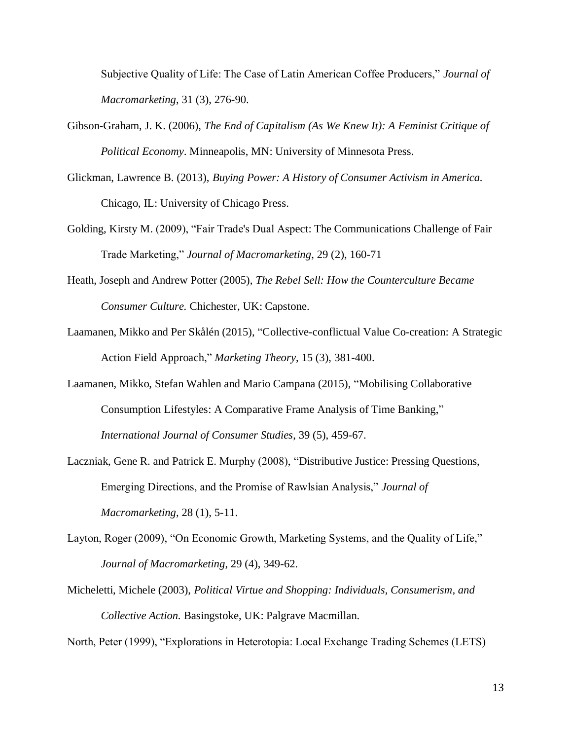Subjective Quality of Life: The Case of Latin American Coffee Producers," *Journal of Macromarketing*, 31 (3), 276-90.

Gibson-Graham, J. K. (2006), *The End of Capitalism (As We Knew It): A Feminist Critique of Political Economy*. Minneapolis, MN: University of Minnesota Press.

Glickman, Lawrence B. (2013), *Buying Power: A History of Consumer Activism in America.* Chicago, IL: University of Chicago Press.

Golding, Kirsty M. (2009), "Fair Trade's Dual Aspect: The Communications Challenge of Fair Trade Marketing," *Journal of Macromarketing*, 29 (2), 160-71

Heath, Joseph and Andrew Potter (2005), *The Rebel Sell: How the Counterculture Became Consumer Culture.* Chichester, UK: Capstone.

Laamanen, Mikko and Per Skålén (2015), "Collective-conflictual Value Co-creation: A Strategic Action Field Approach," *Marketing Theory*, 15 (3), 381-400.

Laamanen, Mikko, Stefan Wahlen and Mario Campana (2015), "Mobilising Collaborative Consumption Lifestyles: A Comparative Frame Analysis of Time Banking," *International Journal of Consumer Studies*, 39 (5), 459-67.

Laczniak, Gene R. and Patrick E. Murphy (2008), "Distributive Justice: Pressing Questions, Emerging Directions, and the Promise of Rawlsian Analysis," *Journal of Macromarketing*, 28 (1), 5-11.

Layton, Roger (2009), "On Economic Growth, Marketing Systems, and the Quality of Life," *Journal of Macromarketing*, 29 (4), 349-62.

Micheletti, Michele (2003), *Political Virtue and Shopping: Individuals, Consumerism, and Collective Action.* Basingstoke, UK: Palgrave Macmillan.

North, Peter (1999), "Explorations in Heterotopia: Local Exchange Trading Schemes (LETS)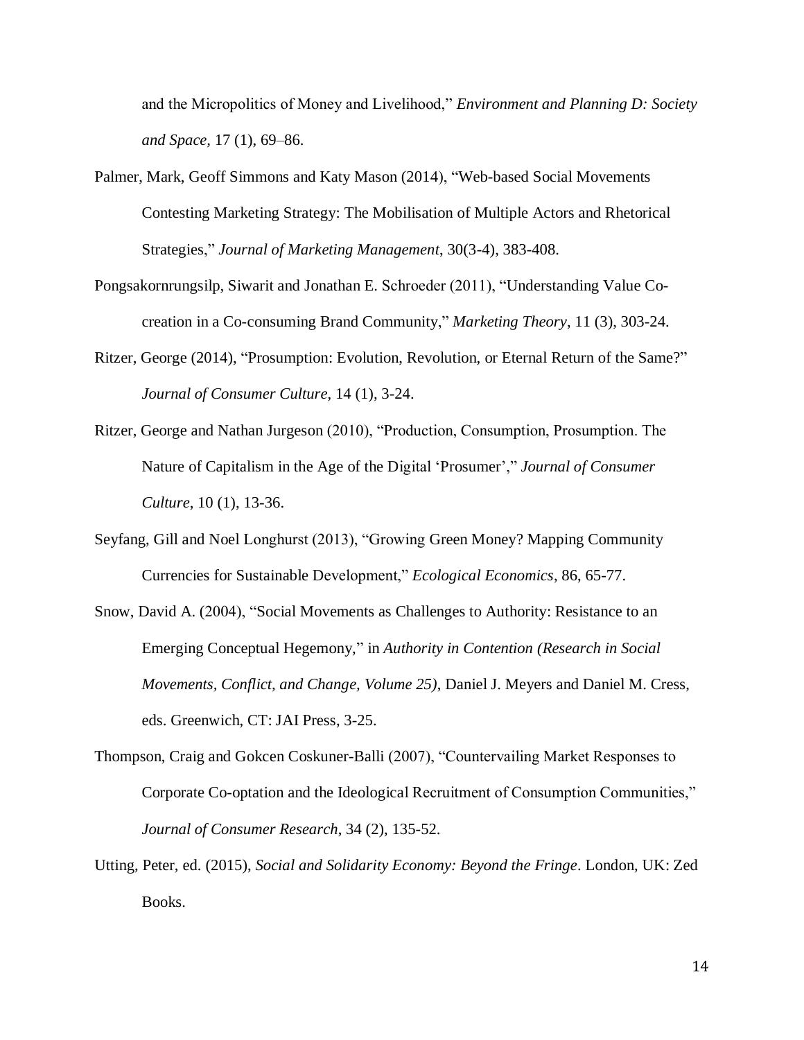and the Micropolitics of Money and Livelihood," *Environment and Planning D: Society and Space*, 17 (1), 69–86.

Palmer, Mark, Geoff Simmons and Katy Mason (2014), "Web-based Social Movements Contesting Marketing Strategy: The Mobilisation of Multiple Actors and Rhetorical Strategies," *Journal of Marketing Management*, 30(3-4), 383-408.

Pongsakornrungsilp, Siwarit and Jonathan E. Schroeder (2011), "Understanding Value Co-creation in a Co-consuming Brand Community," *Marketing Theory*, 11 (3), 303-24.

Ritzer, George (2014), "Prosumption: Evolution, Revolution, or Eternal Return of the Same?" *Journal of Consumer Culture*, 14 (1), 3-24.

Ritzer, George and Nathan Jurgeson (2010), "Production, Consumption, Prosumption. The Nature of Capitalism in the Age of the Digital 'Prosumer'," *Journal of Consumer Culture*, 10 (1), 13-36.

Seyfang, Gill and Noel Longhurst (2013), "Growing Green Money? Mapping Community Currencies for Sustainable Development," *Ecological Economics*, 86, 65-77.

Snow, David A. (2004), "Social Movements as Challenges to Authority: Resistance to an Emerging Conceptual Hegemony," in *Authority in Contention (Research in Social Movements, Conflict, and Change, Volume 25)*, Daniel J. Meyers and Daniel M. Cress, eds. Greenwich, CT: JAI Press, 3-25.

Thompson, Craig and Gokcen Coskuner-Balli (2007), "Countervailing Market Responses to Corporate Co-optation and the Ideological Recruitment of Consumption Communities," *Journal of Consumer Research*, 34 (2), 135-52.

Utting, Peter, ed. (2015), *Social and Solidarity Economy: Beyond the Fringe*. London, UK: Zed Books.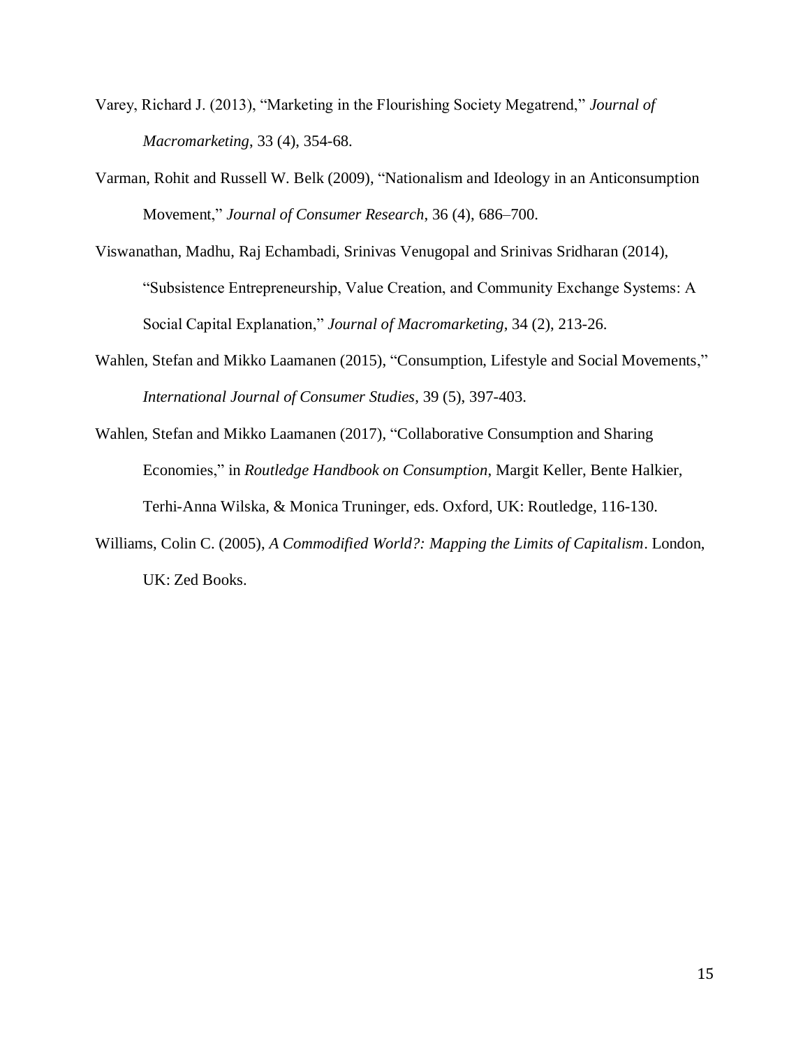Varey, Richard J. (2013), "Marketing in the Flourishing Society Megatrend," *Journal of Macromarketing*, 33 (4), 354-68.

Varman, Rohit and Russell W. Belk (2009), "Nationalism and Ideology in an Anticonsumption Movement," *Journal of Consumer Research*, 36 (4), 686–700.

Viswanathan, Madhu, Raj Echambadi, Srinivas Venugopal and Srinivas Sridharan (2014), "Subsistence Entrepreneurship, Value Creation, and Community Exchange Systems: A Social Capital Explanation," *Journal of Macromarketing*, 34 (2), 213-26.

Wahlen, Stefan and Mikko Laamanen (2015), "Consumption, Lifestyle and Social Movements," *International Journal of Consumer Studies*, 39 (5), 397-403.

Wahlen, Stefan and Mikko Laamanen (2017), "Collaborative Consumption and Sharing Economies," in *Routledge Handbook on Consumption*, Margit Keller, Bente Halkier, Terhi-Anna Wilska, & Monica Truninger, eds. Oxford, UK: Routledge, 116-130.

Williams, Colin C. (2005), *A Commodified World?: Mapping the Limits of Capitalism*. London, UK: Zed Books.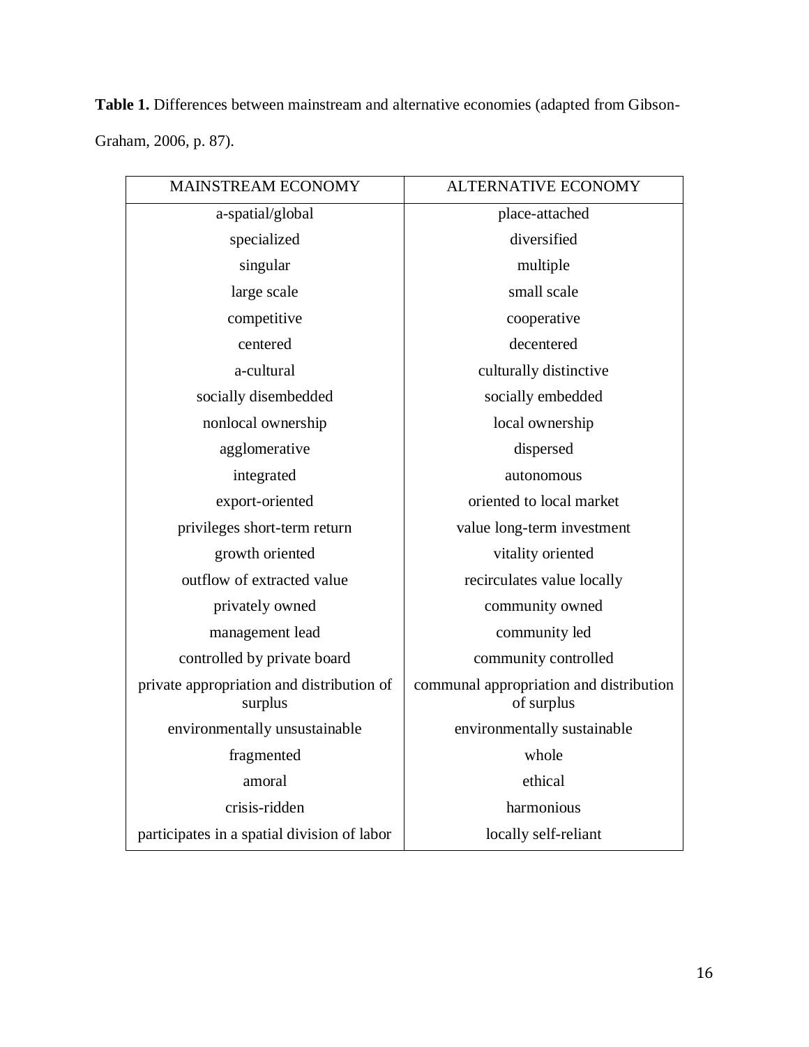**Table 1.** Differences between mainstream and alternative economies (adapted from Gibson-Graham, 2006, p. 87).

| MAINSTREAM ECONOMY | ALTERNATIVE ECONOMY |
|---|---|
| a-spatial/global | place-attached |
| specialized | diversified |
| singular | multiple |
| large scale | small scale |
| competitive | cooperative |
| centered | decentered |
| a-cultural | culturally distinctive |
| socially disembedded | socially embedded |
| nonlocal ownership | local ownership |
| agglomerative | dispersed |
| integrated | autonomous |
| export-oriented | oriented to local market |
| privileges short-term return | value long-term investment |
| growth oriented | vitality oriented |
| outflow of extracted value | recirculates value locally |
| privately owned | community owned |
| management lead | community led |
| controlled by private board | community controlled |
| private appropriation and distribution of surplus | communal appropriation and distribution of surplus |
| environmentally unsustainable | environmentally sustainable |
| fragmented | whole |
| amoral | ethical |
| crisis-ridden | harmonious |
| participates in a spatial division of labor | locally self-reliant |